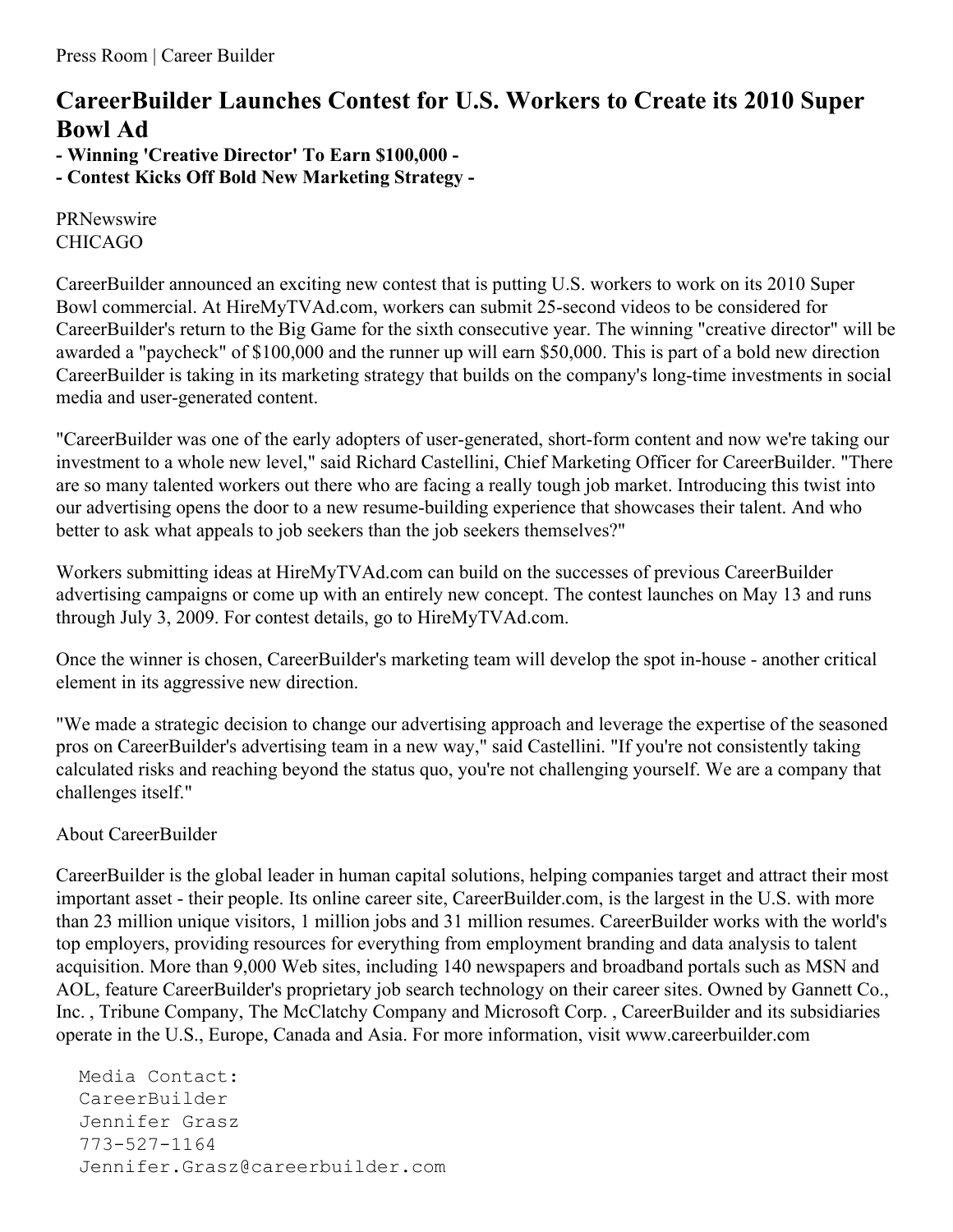Press Room | Career Builder

# CareerBuilder Launches Contest for U.S. Workers to Create its 2010 Super Bowl Ad

**- Winning 'Creative Director' To Earn $100,000 -**
**- Contest Kicks Off Bold New Marketing Strategy -**

PRNewswire
CHICAGO

CareerBuilder announced an exciting new contest that is putting U.S. workers to work on its 2010 Super Bowl commercial. At HireMyTVAd.com, workers can submit 25-second videos to be considered for CareerBuilder's return to the Big Game for the sixth consecutive year. The winning "creative director" will be awarded a "paycheck" of $100,000 and the runner up will earn $50,000. This is part of a bold new direction CareerBuilder is taking in its marketing strategy that builds on the company's long-time investments in social media and user-generated content.

"CareerBuilder was one of the early adopters of user-generated, short-form content and now we're taking our investment to a whole new level," said Richard Castellini, Chief Marketing Officer for CareerBuilder. "There are so many talented workers out there who are facing a really tough job market. Introducing this twist into our advertising opens the door to a new resume-building experience that showcases their talent. And who better to ask what appeals to job seekers than the job seekers themselves?"

Workers submitting ideas at HireMyTVAd.com can build on the successes of previous CareerBuilder advertising campaigns or come up with an entirely new concept. The contest launches on May 13 and runs through July 3, 2009. For contest details, go to HireMyTVAd.com.

Once the winner is chosen, CareerBuilder's marketing team will develop the spot in-house - another critical element in its aggressive new direction.

"We made a strategic decision to change our advertising approach and leverage the expertise of the seasoned pros on CareerBuilder's advertising team in a new way," said Castellini. "If you're not consistently taking calculated risks and reaching beyond the status quo, you're not challenging yourself. We are a company that challenges itself."

About CareerBuilder

CareerBuilder is the global leader in human capital solutions, helping companies target and attract their most important asset - their people. Its online career site, CareerBuilder.com, is the largest in the U.S. with more than 23 million unique visitors, 1 million jobs and 31 million resumes. CareerBuilder works with the world's top employers, providing resources for everything from employment branding and data analysis to talent acquisition. More than 9,000 Web sites, including 140 newspapers and broadband portals such as MSN and AOL, feature CareerBuilder's proprietary job search technology on their career sites. Owned by Gannett Co., Inc. , Tribune Company, The McClatchy Company and Microsoft Corp. , CareerBuilder and its subsidiaries operate in the U.S., Europe, Canada and Asia. For more information, visit www.careerbuilder.com

```
Media Contact:
CareerBuilder
Jennifer Grasz
773-527-1164
Jennifer.Grasz@careerbuilder.com
```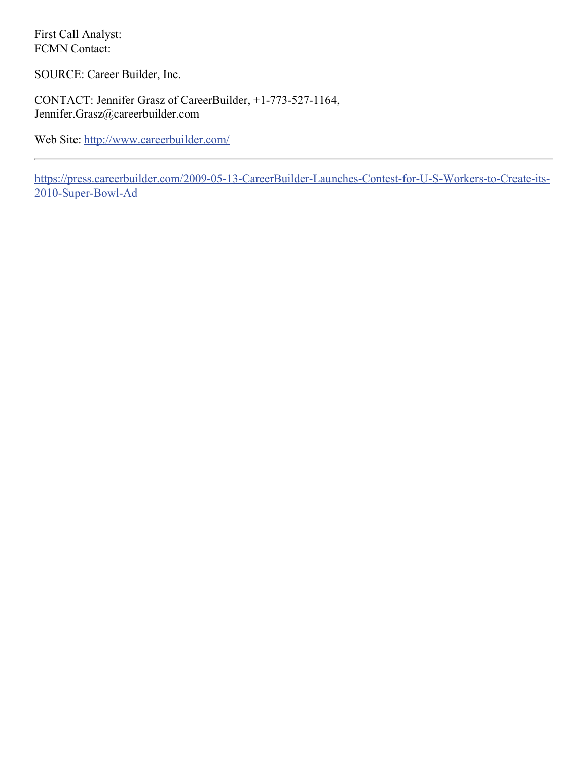First Call Analyst:
FCMN Contact:

SOURCE: Career Builder, Inc.

CONTACT: Jennifer Grasz of CareerBuilder, +1-773-527-1164,
Jennifer.Grasz@careerbuilder.com

Web Site: http://www.careerbuilder.com/

---

https://press.careerbuilder.com/2009-05-13-CareerBuilder-Launches-Contest-for-U-S-Workers-to-Create-its-2010-Super-Bowl-Ad